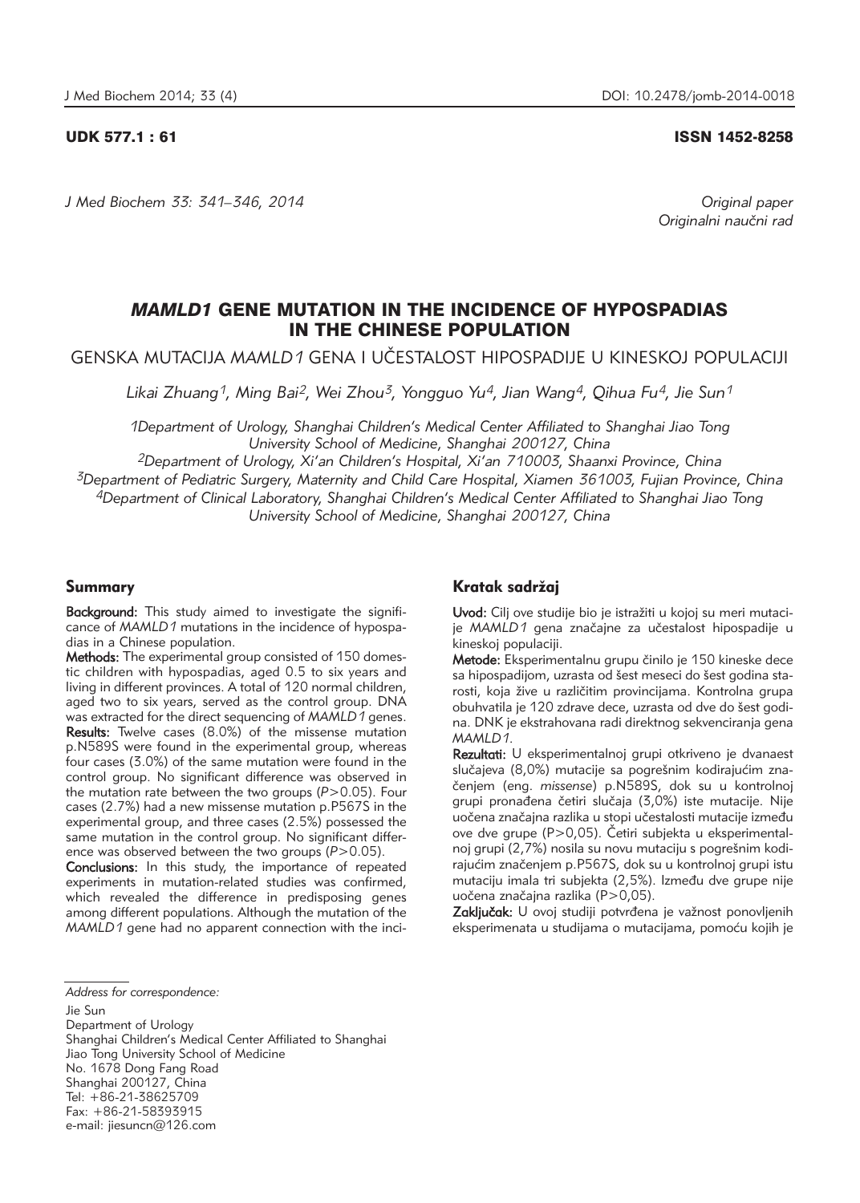UDK 577.1 : 61

ISSN 1452-8258

*J Med Biochem 33: 341–346, 2014*

*Original paper*
*Originalni naučni rad*

# *MAMLD1* GENE MUTATION IN THE INCIDENCE OF HYPOSPADIAS IN THE CHINESE POPULATION

GENSKA MUTACIJA *MAMLD1* GENA I UČESTALOST HIPOSPADIJE U KINESKOJ POPULACIJI

*Likai Zhuang[1], Ming Bai[2], Wei Zhou[3], Yongguo Yu[4], Jian Wang[4], Qihua Fu[4], Jie Sun[1]*

*[1]Department of Urology, Shanghai Children's Medical Center Affiliated to Shanghai Jiao Tong University School of Medicine, Shanghai 200127, China*
*[2]Department of Urology, Xi'an Children's Hospital, Xi'an 710003, Shaanxi Province, China*
*[3]Department of Pediatric Surgery, Maternity and Child Care Hospital, Xiamen 361003, Fujian Province, China*
*[4]Department of Clinical Laboratory, Shanghai Children's Medical Center Affiliated to Shanghai Jiao Tong University School of Medicine, Shanghai 200127, China*

## Summary

**Background:** This study aimed to investigate the significance of *MAMLD1* mutations in the incidence of hypospadias in a Chinese population.

**Methods:** The experimental group consisted of 150 domestic children with hypospadias, aged 0.5 to six years and living in different provinces. A total of 120 normal children, aged two to six years, served as the control group. DNA was extracted for the direct sequencing of *MAMLD1* genes.

**Results:** Twelve cases (8.0%) of the missense mutation p.N589S were found in the experimental group, whereas four cases (3.0%) of the same mutation were found in the control group. No significant difference was observed in the mutation rate between the two groups ($P>0.05$). Four cases (2.7%) had a new missense mutation p.P567S in the experimental group, and three cases (2.5%) possessed the same mutation in the control group. No significant difference was observed between the two groups ($P>0.05$).

**Conclusions:** In this study, the importance of repeated experiments in mutation-related studies was confirmed, which revealed the difference in predisposing genes among different populations. Although the mutation of the *MAMLD1* gene had no apparent connection with the inci-

## Kratak sadržaj

**Uvod:** Cilj ove studije bio je istražiti u kojoj su meri mutacije *MAMLD1* gena značajne za učestalost hipospadije u kineskoj populaciji.

**Metode:** Eksperimentalnu grupu činilo je 150 kineske dece sa hipospadijom, uzrasta od šest meseci do šest godina starosti, koja žive u različitim provincijama. Kontrolna grupa obuhvatila je 120 zdrave dece, uzrasta od dve do šest godina. DNK je ekstrahovana radi direktnog sekvenciranja gena *MAMLD1*.

**Rezultati:** U eksperimentalnoj grupi otkriveno je dvanaest slučajeva (8,0%) mutacije sa pogrešnim kodirajućim značenjem (eng. *missense*) p.N589S, dok su u kontrolnoj grupi pronađena četiri slučaja (3,0%) iste mutacije. Nije uočena značajna razlika u stopi učestalosti mutacije između ove dve grupe (P>0,05). Četiri subjekta u eksperimentalnoj grupi (2,7%) nosila su novu mutaciju s pogrešnim kodirajućim značenjem p.P567S, dok su u kontrolnoj grupi istu mutaciju imala tri subjekta (2,5%). Između dve grupe nije uočena značajna razlika (P>0,05).

**Zaključak:** U ovoj studiji potvrđena je važnost ponovljenih eksperimenata u studijama o mutacijama, pomoću kojih je

*Address for correspondence:*

Jie Sun
Department of Urology
Shanghai Children's Medical Center Affiliated to Shanghai Jiao Tong University School of Medicine
No. 1678 Dong Fang Road
Shanghai 200127, China
Tel: +86-21-38625709
Fax: +86-21-58393915
e-mail: jiesuncn@126.com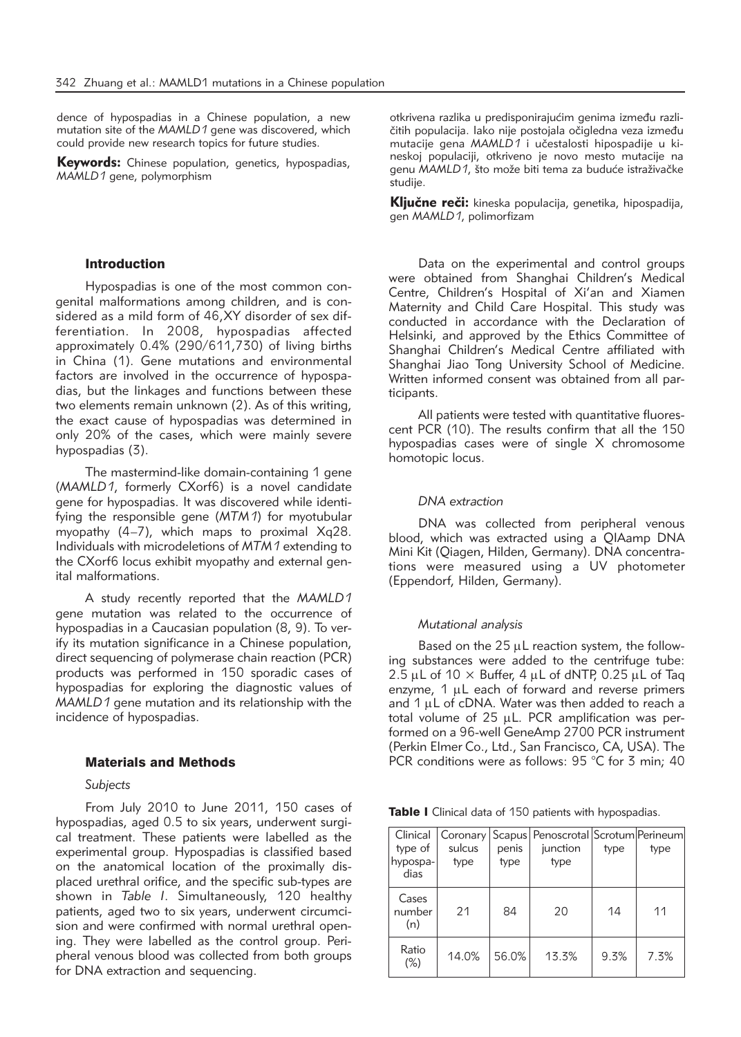dence of hypospadias in a Chinese population, a new mutation site of the *MAMLD1* gene was discovered, which could provide new research topics for future studies.

**Keywords:** Chinese population, genetics, hypospadias, *MAMLD1* gene, polymorphism

otkrivena razlika u predisponirajućim genima između različitih populacija. Iako nije postojala očigledna veza između mutacije gena *MAMLD1* i učestalosti hipospadije u kineskoj populaciji, otkriveno je novo mesto mutacije na genu *MAMLD1*, što može biti tema za buduće istraživačke studije.

**Ključne reči:** kineska populacija, genetika, hipospadija, gen *MAMLD1*, polimorfizam

## Introduction

Hypospadias is one of the most common congenital malformations among children, and is considered as a mild form of 46,XY disorder of sex differentiation. In 2008, hypospadias affected approximately 0.4% (290/611,730) of living births in China (1). Gene mutations and environmental factors are involved in the occurrence of hypospadias, but the linkages and functions between these two elements remain unknown (2). As of this writing, the exact cause of hypospadias was determined in only 20% of the cases, which were mainly severe hypospadias (3).

The mastermind-like domain-containing 1 gene (*MAMLD1*, formerly CXorf6) is a novel candidate gene for hypospadias. It was discovered while identifying the responsible gene (*MTM1*) for myotubular myopathy (4–7), which maps to proximal Xq28. Individuals with microdeletions of *MTM1* extending to the CXorf6 locus exhibit myopathy and external genital malformations.

A study recently reported that the *MAMLD1* gene mutation was related to the occurrence of hypospadias in a Caucasian population (8, 9). To verify its mutation significance in a Chinese population, direct sequencing of polymerase chain reaction (PCR) products was performed in 150 sporadic cases of hypospadias for exploring the diagnostic values of *MAMLD1* gene mutation and its relationship with the incidence of hypospadias.

## Materials and Methods

### *Subjects*

From July 2010 to June 2011, 150 cases of hypospadias, aged 0.5 to six years, underwent surgical treatment. These patients were labelled as the experimental group. Hypospadias is classified based on the anatomical location of the proximally displaced urethral orifice, and the specific sub-types are shown in *Table I*. Simultaneously, 120 healthy patients, aged two to six years, underwent circumcision and were confirmed with normal urethral opening. They were labelled as the control group. Peripheral venous blood was collected from both groups for DNA extraction and sequencing.

Data on the experimental and control groups were obtained from Shanghai Children's Medical Centre, Children's Hospital of Xi'an and Xiamen Maternity and Child Care Hospital. This study was conducted in accordance with the Declaration of Helsinki, and approved by the Ethics Committee of Shanghai Children's Medical Centre affiliated with Shanghai Jiao Tong University School of Medicine. Written informed consent was obtained from all participants.

All patients were tested with quantitative fluorescent PCR (10). The results confirm that all the 150 hypospadias cases were of single X chromosome homotopic locus.

### *DNA extraction*

DNA was collected from peripheral venous blood, which was extracted using a QIAamp DNA Mini Kit (Qiagen, Hilden, Germany). DNA concentrations were measured using a UV photometer (Eppendorf, Hilden, Germany).

### *Mutational analysis*

Based on the 25 μL reaction system, the following substances were added to the centrifuge tube: 2.5 μL of 10 × Buffer, 4 μL of dNTP, 0.25 μL of Taq enzyme, 1 μL each of forward and reverse primers and 1 μL of cDNA. Water was then added to reach a total volume of 25 μL. PCR amplification was performed on a 96-well GeneAmp 2700 PCR instrument (Perkin Elmer Co., Ltd., San Francisco, CA, USA). The PCR conditions were as follows: 95 °C for 3 min; 40

**Table I** Clinical data of 150 patients with hypospadias.

| Clinical type of hypospadias | Coronary sulcus type | Scapus penis type | Penoscrotal junction type | Scrotum type | Perineum type |
|---|---|---|---|---|---|
| Cases number (n) | 21 | 84 | 20 | 14 | 11 |
| Ratio (%) | 14.0% | 56.0% | 13.3% | 9.3% | 7.3% |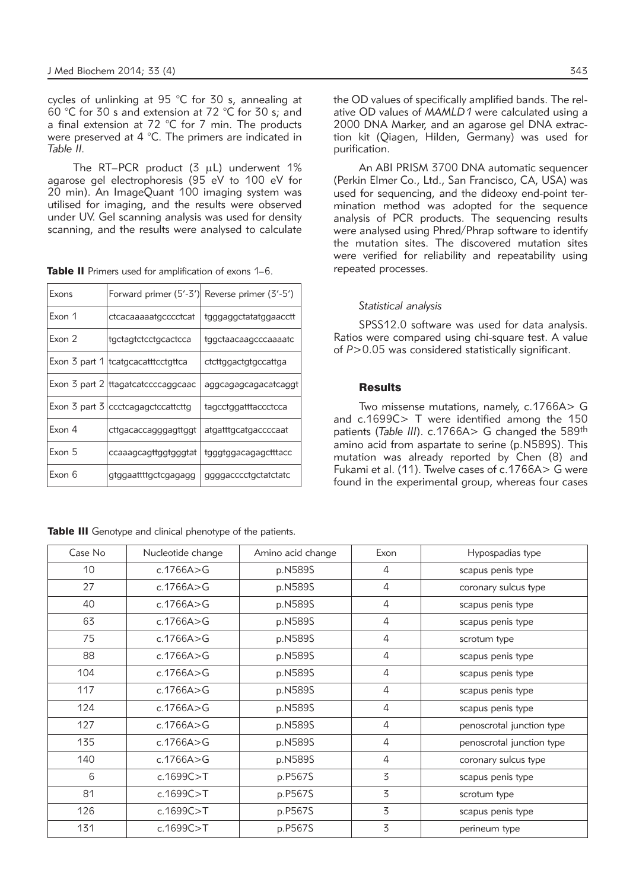cycles of unlinking at 95 °C for 30 s, annealing at 60 °C for 30 s and extension at 72 °C for 30 s; and a final extension at 72 °C for 7 min. The products were preserved at 4 °C. The primers are indicated in *Table II*.

The RT–PCR product (3 μL) underwent 1% agarose gel electrophoresis (95 eV to 100 eV for 20 min). An ImageQuant 100 imaging system was utilised for imaging, and the results were observed under UV. Gel scanning analysis was used for density scanning, and the results were analysed to calculate the OD values of specifically amplified bands. The relative OD values of *MAMLD1* were calculated using a 2000 DNA Marker, and an agarose gel DNA extraction kit (Qiagen, Hilden, Germany) was used for purification.

**Table II** Primers used for amplification of exons 1–6.

| Exons | Forward primer (5'-3') | Reverse primer (3'-5') |
|---|---|---|
| Exon 1 | ctcacaaaaatgcccctcat | tgggaggctatatggaacctt |
| Exon 2 | tgctagtctcctgcactcca | tggctaacaagcccaaaatc |
| Exon 3 part 1 | tcatgcacatttcctgttca | ctcttggactgtgccattga |
| Exon 3 part 2 | ttagatcatccccaggcaac | aggcagagcagacatcaggt |
| Exon 3 part 3 | ccctcagagctccattcttg | tagcctggatttaccctcca |
| Exon 4 | cttgacaccagggagttggt | atgatttgcatgaccccaat |
| Exon 5 | ccaaagcagttggtgggtat | tgggtggacagagctttacc |
| Exon 6 | gtggaattttgctcgagagg | ggggacccctgctatctatc |

An ABI PRISM 3700 DNA automatic sequencer (Perkin Elmer Co., Ltd., San Francisco, CA, USA) was used for sequencing, and the dideoxy end-point termination method was adopted for the sequence analysis of PCR products. The sequencing results were analysed using Phred/Phrap software to identify the mutation sites. The discovered mutation sites were verified for reliability and repeatability using repeated processes.

### *Statistical analysis*

SPSS12.0 software was used for data analysis. Ratios were compared using chi-square test. A value of $P>0.05$ was considered statistically significant.

## Results

Two missense mutations, namely, c.1766A> G and c.1699C> T were identified among the 150 patients (*Table III*). c.1766A> G changed the 589th amino acid from aspartate to serine (p.N589S). This mutation was already reported by Chen (8) and Fukami et al. (11). Twelve cases of c.1766A> G were found in the experimental group, whereas four cases

**Table III** Genotype and clinical phenotype of the patients.

| Case No | Nucleotide change | Amino acid change | Exon | Hypospadias type |
|---|---|---|---|---|
| 10 | c.1766A>G | p.N589S | 4 | scapus penis type |
| 27 | c.1766A>G | p.N589S | 4 | coronary sulcus type |
| 40 | c.1766A>G | p.N589S | 4 | scapus penis type |
| 63 | c.1766A>G | p.N589S | 4 | scapus penis type |
| 75 | c.1766A>G | p.N589S | 4 | scrotum type |
| 88 | c.1766A>G | p.N589S | 4 | scapus penis type |
| 104 | c.1766A>G | p.N589S | 4 | scapus penis type |
| 117 | c.1766A>G | p.N589S | 4 | scapus penis type |
| 124 | c.1766A>G | p.N589S | 4 | scapus penis type |
| 127 | c.1766A>G | p.N589S | 4 | penoscrotal junction type |
| 135 | c.1766A>G | p.N589S | 4 | penoscrotal junction type |
| 140 | c.1766A>G | p.N589S | 4 | coronary sulcus type |
| 6 | c.1699C>T | p.P567S | 3 | scapus penis type |
| 81 | c.1699C>T | p.P567S | 3 | scrotum type |
| 126 | c.1699C>T | p.P567S | 3 | scapus penis type |
| 131 | c.1699C>T | p.P567S | 3 | perineum type |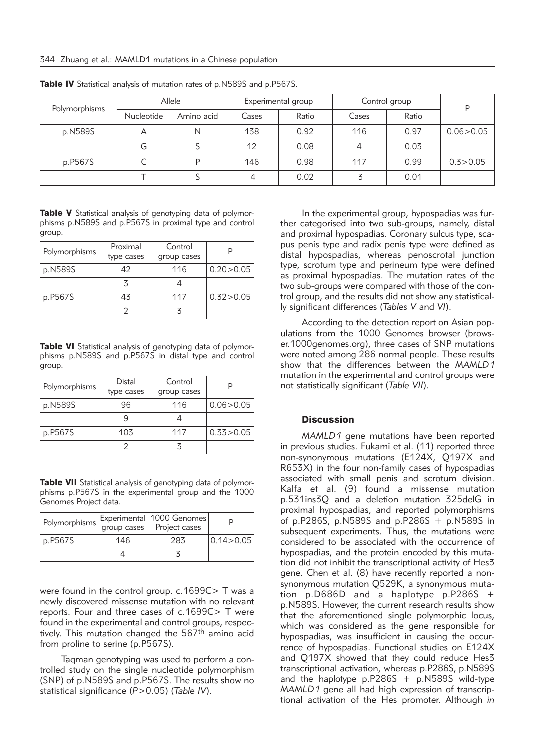**Table IV** Statistical analysis of mutation rates of p.N589S and p.P567S.

| Polymorphisms | Allele | | Experimental group | | Control group | | P |
|---|---|---|---|---|---|---|---|
| | Nucleotide | Amino acid | Cases | Ratio | Cases | Ratio | |
| p.N589S | A | N | 138 | 0.92 | 116 | 0.97 | 0.06>0.05 |
| | G | S | 12 | 0.08 | 4 | 0.03 | |
| p.P567S | C | P | 146 | 0.98 | 117 | 0.99 | 0.3>0.05 |
| | T | S | 4 | 0.02 | 3 | 0.01 | |

**Table V** Statistical analysis of genotyping data of polymorphisms p.N589S and p.P567S in proximal type and control group.

| Polymorphisms | Proximal type cases | Control group cases | P |
|---|---|---|---|
| p.N589S | 42 | 116 | 0.20>0.05 |
| | 3 | 4 | |
| p.P567S | 43 | 117 | 0.32>0.05 |
| | 2 | 3 | |

**Table VI** Statistical analysis of genotyping data of polymorphisms p.N589S and p.P567S in distal type and control group.

| Polymorphisms | Distal type cases | Control group cases | P |
|---|---|---|---|
| p.N589S | 96 | 116 | 0.06>0.05 |
| | 9 | 4 | |
| p.P567S | 103 | 117 | 0.33>0.05 |
| | 2 | 3 | |

**Table VII** Statistical analysis of genotyping data of polymorphisms p.P567S in the experimental group and the 1000 Genomes Project data.

| Polymorphisms | Experimental group cases | 1000 Genomes Project cases | P |
|---|---|---|---|
| p.P567S | 146 | 283 | 0.14>0.05 |
| | 4 | 3 | |

were found in the control group. c.1699C> T was a newly discovered missense mutation with no relevant reports. Four and three cases of c.1699C> T were found in the experimental and control groups, respectively. This mutation changed the 567th amino acid from proline to serine (p.P567S).

Taqman genotyping was used to perform a controlled study on the single nucleotide polymorphism (SNP) of p.N589S and p.P567S. The results show no statistical significance ($P>0.05$) (*Table IV*).

In the experimental group, hypospadias was further categorised into two sub-groups, namely, distal and proximal hypospadias. Coronary sulcus type, scapus penis type and radix penis type were defined as distal hypospadias, whereas penoscrotal junction type, scrotum type and perineum type were defined as proximal hypospadias. The mutation rates of the two sub-groups were compared with those of the control group, and the results did not show any statistically significant differences (*Tables V* and *VI*).

According to the detection report on Asian populations from the 1000 Genomes browser (browser.1000genomes.org), three cases of SNP mutations were noted among 286 normal people. These results show that the differences between the *MAMLD1* mutation in the experimental and control groups were not statistically significant (*Table VII*).

## Discussion

*MAMLD1* gene mutations have been reported in previous studies. Fukami et al. (11) reported three non-synonymous mutations (E124X, Q197X and R653X) in the four non-family cases of hypospadias associated with small penis and scrotum division. Kalfa et al. (9) found a missense mutation p.531ins3Q and a deletion mutation 325delG in proximal hypospadias, and reported polymorphisms of p.P286S, p.N589S and p.P286S + p.N589S in subsequent experiments. Thus, the mutations were considered to be associated with the occurrence of hypospadias, and the protein encoded by this mutation did not inhibit the transcriptional activity of Hes3 gene. Chen et al. (8) have recently reported a non-synonymous mutation Q529K, a synonymous mutation p.D686D and a haplotype p.P286S + p.N589S. However, the current research results show that the aforementioned single polymorphic locus, which was considered as the gene responsible for hypospadias, was insufficient in causing the occurrence of hypospadias. Functional studies on E124X and Q197X showed that they could reduce Hes3 transcriptional activation, whereas p.P286S, p.N589S and the haplotype p.P286S + p.N589S wild-type *MAMLD1* gene all had high expression of transcriptional activation of the Hes promoter. Although *in*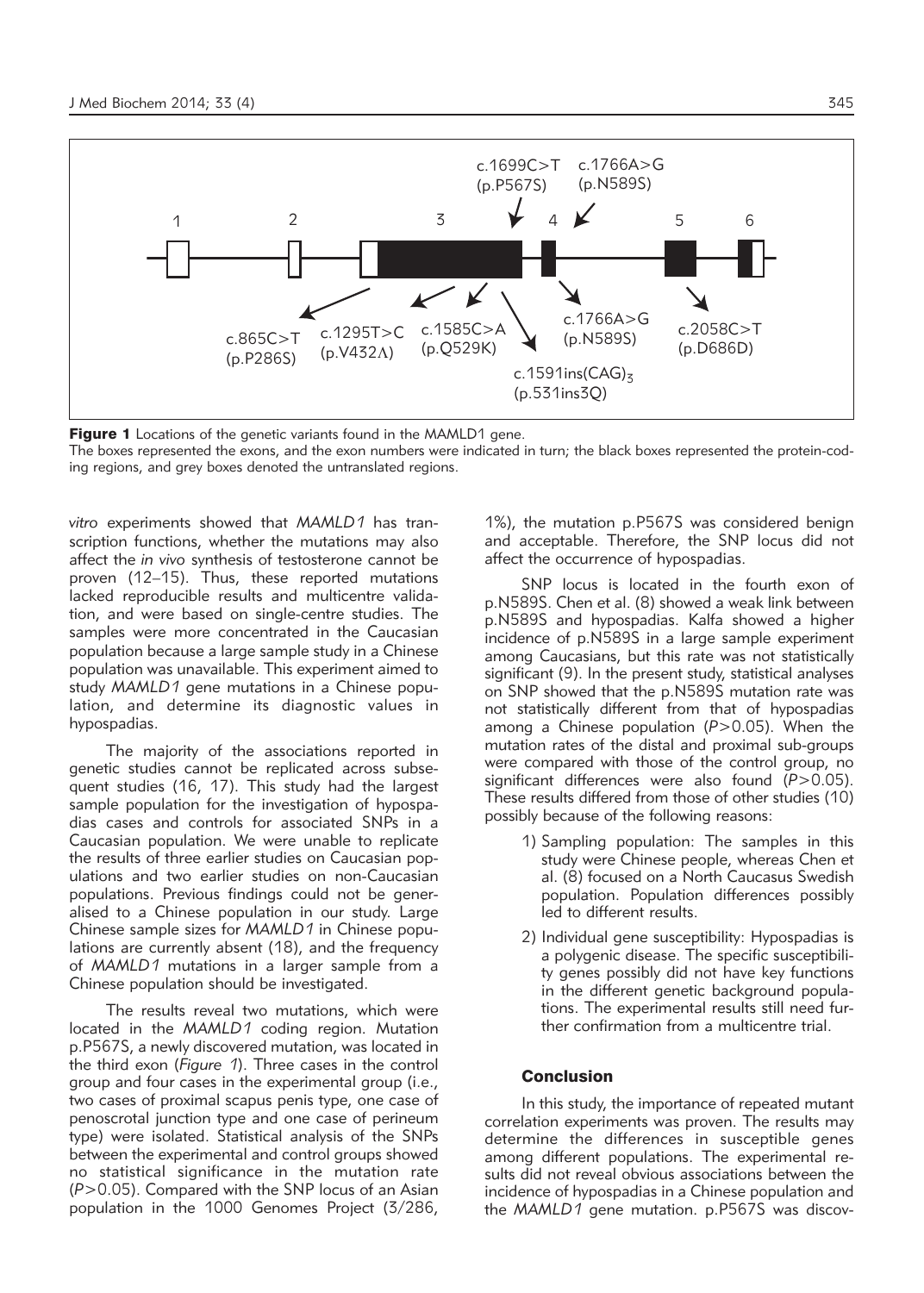**Figure 1** Locations of the genetic variants found in the MAMLD1 gene.
The boxes represented the exons, and the exon numbers were indicated in turn; the black boxes represented the protein-coding regions, and grey boxes denoted the untranslated regions.

*vitro* experiments showed that *MAMLD1* has transcription functions, whether the mutations may also affect the *in vivo* synthesis of testosterone cannot be proven (12–15). Thus, these reported mutations lacked reproducible results and multicentre validation, and were based on single-centre studies. The samples were more concentrated in the Caucasian population because a large sample study in a Chinese population was unavailable. This experiment aimed to study *MAMLD1* gene mutations in a Chinese population, and determine its diagnostic values in hypospadias.

The majority of the associations reported in genetic studies cannot be replicated across subsequent studies (16, 17). This study had the largest sample population for the investigation of hypospadias cases and controls for associated SNPs in a Caucasian population. We were unable to replicate the results of three earlier studies on Caucasian populations and two earlier studies on non-Caucasian populations. Previous findings could not be generalised to a Chinese population in our study. Large Chinese sample sizes for *MAMLD1* in Chinese populations are currently absent (18), and the frequency of *MAMLD1* mutations in a larger sample from a Chinese population should be investigated.

The results reveal two mutations, which were located in the *MAMLD1* coding region. Mutation p.P567S, a newly discovered mutation, was located in the third exon (*Figure 1*). Three cases in the control group and four cases in the experimental group (i.e., two cases of proximal scapus penis type, one case of penoscrotal junction type and one case of perineum type) were isolated. Statistical analysis of the SNPs between the experimental and control groups showed no statistical significance in the mutation rate ($P>0.05$). Compared with the SNP locus of an Asian population in the 1000 Genomes Project (3/286, 1%), the mutation p.P567S was considered benign and acceptable. Therefore, the SNP locus did not affect the occurrence of hypospadias.

SNP locus is located in the fourth exon of p.N589S. Chen et al. (8) showed a weak link between p.N589S and hypospadias. Kalfa showed a higher incidence of p.N589S in a large sample experiment among Caucasians, but this rate was not statistically significant (9). In the present study, statistical analyses on SNP showed that the p.N589S mutation rate was not statistically different from that of hypospadias among a Chinese population ($P>0.05$). When the mutation rates of the distal and proximal sub-groups were compared with those of the control group, no significant differences were also found ($P>0.05$). These results differed from those of other studies (10) possibly because of the following reasons:

1) Sampling population: The samples in this study were Chinese people, whereas Chen et al. (8) focused on a North Caucasus Swedish population. Population differences possibly led to different results.
2) Individual gene susceptibility: Hypospadias is a polygenic disease. The specific susceptibility genes possibly did not have key functions in the different genetic background populations. The experimental results still need further confirmation from a multicentre trial.

## Conclusion

In this study, the importance of repeated mutant correlation experiments was proven. The results may determine the differences in susceptible genes among different populations. The experimental results did not reveal obvious associations between the incidence of hypospadias in a Chinese population and the *MAMLD1* gene mutation. p.P567S was discov-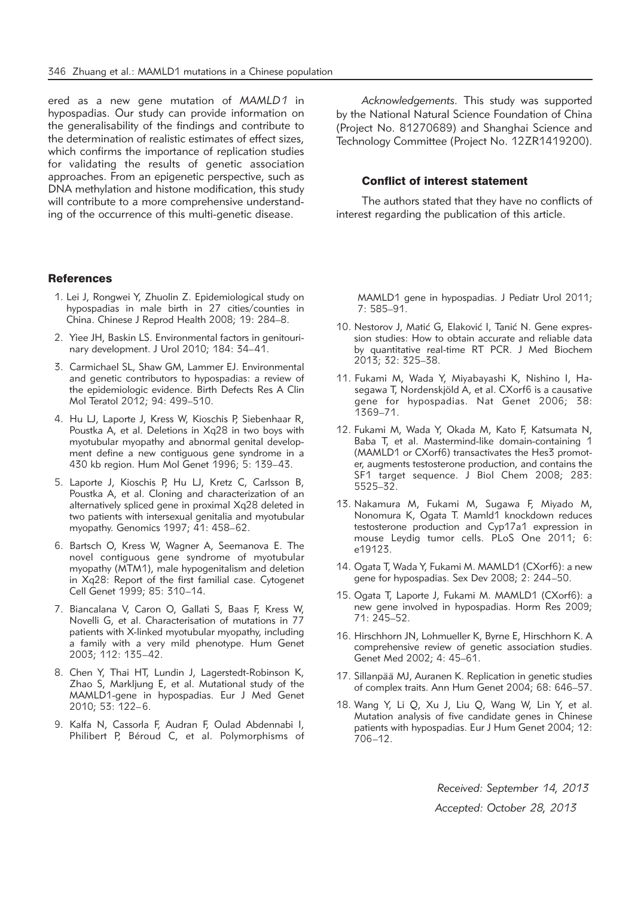ered as a new gene mutation of *MAMLD1* in hypospadias. Our study can provide information on the generalisability of the findings and contribute to the determination of realistic estimates of effect sizes, which confirms the importance of replication studies for validating the results of genetic association approaches. From an epigenetic perspective, such as DNA methylation and histone modification, this study will contribute to a more comprehensive understanding of the occurrence of this multi-genetic disease.

*Acknowledgements.* This study was supported by the National Natural Science Foundation of China (Project No. 81270689) and Shanghai Science and Technology Committee (Project No. 12ZR1419200).

### Conflict of interest statement

The authors stated that they have no conflicts of interest regarding the publication of this article.

### References

1. Lei J, Rongwei Y, Zhuolin Z. Epidemiological study on hypospadias in male birth in 27 cities/counties in China. Chinese J Reprod Health 2008; 19: 284–8.
2. Yiee JH, Baskin LS. Environmental factors in genitourinary development. J Urol 2010; 184: 34–41.
3. Carmichael SL, Shaw GM, Lammer EJ. Environmental and genetic contributors to hypospadias: a review of the epidemiologic evidence. Birth Defects Res A Clin Mol Teratol 2012; 94: 499–510.
4. Hu LJ, Laporte J, Kress W, Kioschis P, Siebenhaar R, Poustka A, et al. Deletions in Xq28 in two boys with myotubular myopathy and abnormal genital development define a new contiguous gene syndrome in a 430 kb region. Hum Mol Genet 1996; 5: 139–43.
5. Laporte J, Kioschis P, Hu LJ, Kretz C, Carlsson B, Poustka A, et al. Cloning and characterization of an alternatively spliced gene in proximal Xq28 deleted in two patients with intersexual genitalia and myotubular myopathy. Genomics 1997; 41: 458–62.
6. Bartsch O, Kress W, Wagner A, Seemanova E. The novel contiguous gene syndrome of myotubular myopathy (MTM1), male hypogenitalism and deletion in Xq28: Report of the first familial case. Cytogenet Cell Genet 1999; 85: 310–14.
7. Biancalana V, Caron O, Gallati S, Baas F, Kress W, Novelli G, et al. Characterisation of mutations in 77 patients with X-linked myotubular myopathy, including a family with a very mild phenotype. Hum Genet 2003; 112: 135–42.
8. Chen Y, Thai HT, Lundin J, Lagerstedt-Robinson K, Zhao S, Markljung E, et al. Mutational study of the MAMLD1-gene in hypospadias. Eur J Med Genet 2010; 53: 122–6.
9. Kalfa N, Cassorla F, Audran F, Oulad Abdennabi I, Philibert P, Béroud C, et al. Polymorphisms of MAMLD1 gene in hypospadias. J Pediatr Urol 2011; 7: 585–91.
10. Nestorov J, Matić G, Elaković I, Tanić N. Gene expression studies: How to obtain accurate and reliable data by quantitative real-time RT PCR. J Med Biochem 2013; 32: 325–38.
11. Fukami M, Wada Y, Miyabayashi K, Nishino I, Hasegawa T, Nordenskjöld A, et al. CXorf6 is a causative gene for hypospadias. Nat Genet 2006; 38: 1369–71.
12. Fukami M, Wada Y, Okada M, Kato F, Katsumata N, Baba T, et al. Mastermind-like domain-containing 1 (MAMLD1 or CXorf6) transactivates the Hes3 promoter, augments testosterone production, and contains the SF1 target sequence. J Biol Chem 2008; 283: 5525–32.
13. Nakamura M, Fukami M, Sugawa F, Miyado M, Nonomura K, Ogata T. Mamld1 knockdown reduces testosterone production and Cyp17a1 expression in mouse Leydig tumor cells. PLoS One 2011; 6: e19123.
14. Ogata T, Wada Y, Fukami M. MAMLD1 (CXorf6): a new gene for hypospadias. Sex Dev 2008; 2: 244–50.
15. Ogata T, Laporte J, Fukami M. MAMLD1 (CXorf6): a new gene involved in hypospadias. Horm Res 2009; 71: 245–52.
16. Hirschhorn JN, Lohmueller K, Byrne E, Hirschhorn K. A comprehensive review of genetic association studies. Genet Med 2002; 4: 45–61.
17. Sillanpää MJ, Auranen K. Replication in genetic studies of complex traits. Ann Hum Genet 2004; 68: 646–57.
18. Wang Y, Li Q, Xu J, Liu Q, Wang W, Lin Y, et al. Mutation analysis of five candidate genes in Chinese patients with hypospadias. Eur J Hum Genet 2004; 12: 706–12.

*Received: September 14, 2013*

*Accepted: October 28, 2013*